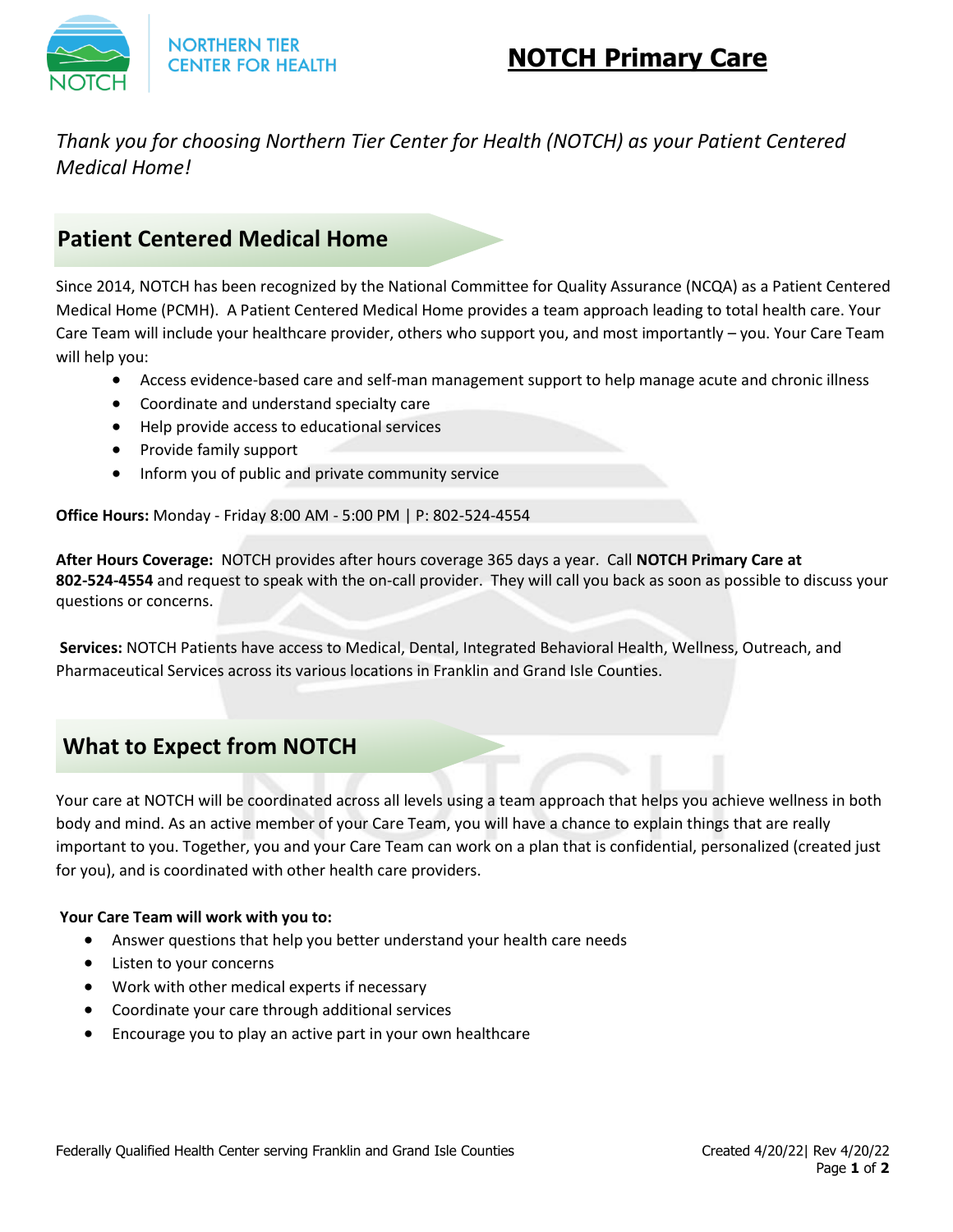NORTHERN TIER CENTER FOR HEALTH

# NOTCH Primary Care

*Thank you for choosing Northern Tier Center for Health (NOTCH) as your Patient Centered Medical Home!*

## Patient Centered Medical Home

Since 2014, NOTCH has been recognized by the National Committee for Quality Assurance (NCQA) as a Patient Centered Medical Home (PCMH). A Patient Centered Medical Home provides a team approach leading to total health care. Your Care Team will include your healthcare provider, others who support you, and most importantly – you. Your Care Team will help you:

- Access evidence-based care and self-man management support to help manage acute and chronic illness
- Coordinate and understand specialty care
- Help provide access to educational services
- Provide family support
- Inform you of public and private community service

**Office Hours:** Monday - Friday 8:00 AM - 5:00 PM | P: 802-524-4554

**After Hours Coverage:** NOTCH provides after hours coverage 365 days a year. Call **NOTCH Primary Care at 802-524-4554** and request to speak with the on-call provider. They will call you back as soon as possible to discuss your questions or concerns.

**Services:** NOTCH Patients have access to Medical, Dental, Integrated Behavioral Health, Wellness, Outreach, and Pharmaceutical Services across its various locations in Franklin and Grand Isle Counties.

## What to Expect from NOTCH

Your care at NOTCH will be coordinated across all levels using a team approach that helps you achieve wellness in both body and mind. As an active member of your Care Team, you will have a chance to explain things that are really important to you. Together, you and your Care Team can work on a plan that is confidential, personalized (created just for you), and is coordinated with other health care providers.

**Your Care Team will work with you to:**

- Answer questions that help you better understand your health care needs
- Listen to your concerns
- Work with other medical experts if necessary
- Coordinate your care through additional services
- Encourage you to play an active part in your own healthcare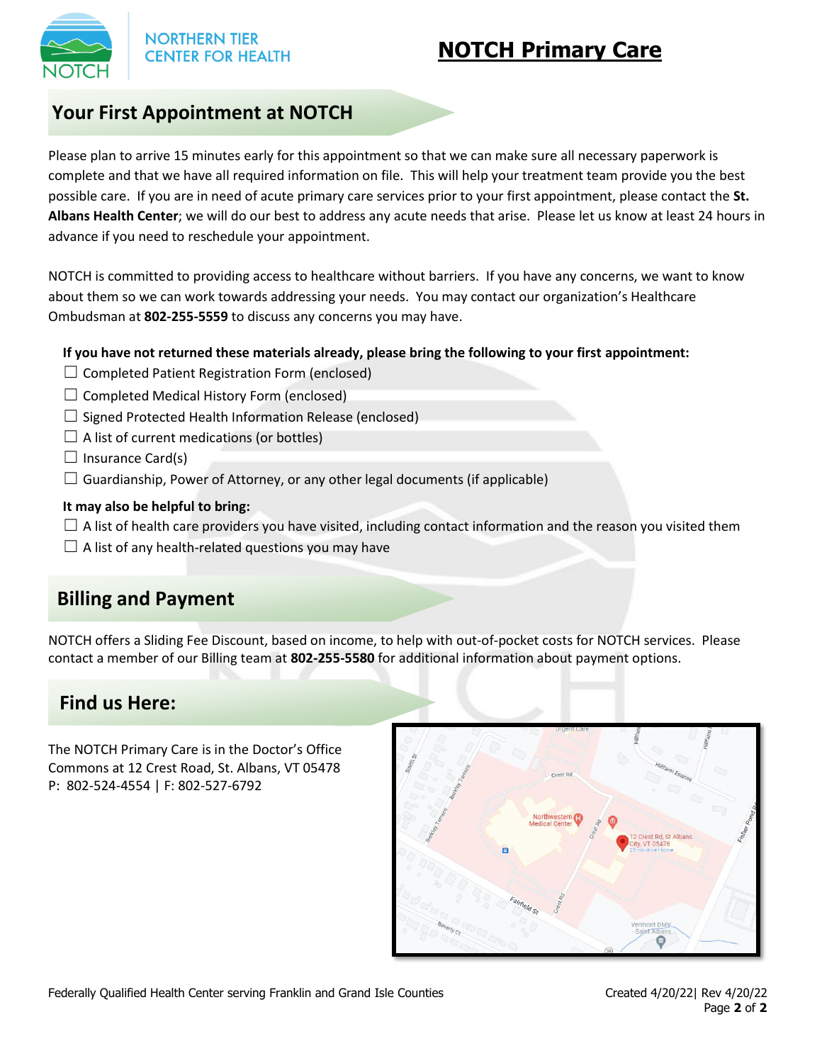# NOTCH Primary Care

## Your First Appointment at NOTCH

Please plan to arrive 15 minutes early for this appointment so that we can make sure all necessary paperwork is complete and that we have all required information on file. This will help your treatment team provide you the best possible care. If you are in need of acute primary care services prior to your first appointment, please contact the **St. Albans Health Center**; we will do our best to address any acute needs that arise. Please let us know at least 24 hours in advance if you need to reschedule your appointment.

NOTCH is committed to providing access to healthcare without barriers. If you have any concerns, we want to know about them so we can work towards addressing your needs. You may contact our organization's Healthcare Ombudsman at **802-255-5559** to discuss any concerns you may have.

**If you have not returned these materials already, please bring the following to your first appointment:**

- ☐ Completed Patient Registration Form (enclosed)
- ☐ Completed Medical History Form (enclosed)
- ☐ Signed Protected Health Information Release (enclosed)
- ☐ A list of current medications (or bottles)
- ☐ Insurance Card(s)
- ☐ Guardianship, Power of Attorney, or any other legal documents (if applicable)

**It may also be helpful to bring:**

- ☐ A list of health care providers you have visited, including contact information and the reason you visited them
- ☐ A list of any health-related questions you may have

## Billing and Payment

NOTCH offers a Sliding Fee Discount, based on income, to help with out-of-pocket costs for NOTCH services. Please contact a member of our Billing team at **802-255-5580** for additional information about payment options.

## Find us Here:

The NOTCH Primary Care is in the Doctor's Office Commons at 12 Crest Road, St. Albans, VT 05478
P: 802-524-4554 | F: 802-527-6792

Federally Qualified Health Center serving Franklin and Grand Isle Counties

Created 4/20/22| Rev 4/20/22